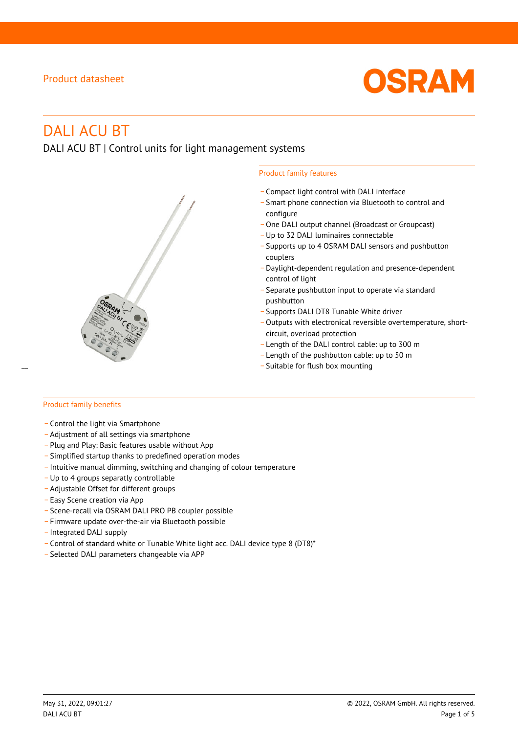Product datasheet

# DALI ACU BT

DALI ACU BT | Control units for light management systems

## Product family features

- Compact light control with DALI interface
- Smart phone connection via Bluetooth to control and configure
- One DALI output channel (Broadcast or Groupcast)
- Up to 32 DALI luminaires connectable
- Supports up to 4 OSRAM DALI sensors and pushbutton couplers
- Daylight-dependent regulation and presence-dependent control of light
- Separate pushbutton input to operate via standard pushbutton
- Supports DALI DT8 Tunable White driver
- Outputs with electronical reversible overtemperature, short-circuit, overload protection
- Length of the DALI control cable: up to 300 m
- Length of the pushbutton cable: up to 50 m
- Suitable for flush box mounting

## Product family benefits

- Control the light via Smartphone
- Adjustment of all settings via smartphone
- Plug and Play: Basic features usable without App
- Simplified startup thanks to predefined operation modes
- Intuitive manual dimming, switching and changing of colour temperature
- Up to 4 groups separatly controllable
- Adjustable Offset for different groups
- Easy Scene creation via App
- Scene-recall via OSRAM DALI PRO PB coupler possible
- Firmware update over-the-air via Bluetooth possible
- Integrated DALI supply
- Control of standard white or Tunable White light acc. DALI device type 8 (DT8)*
- Selected DALI parameters changeable via APP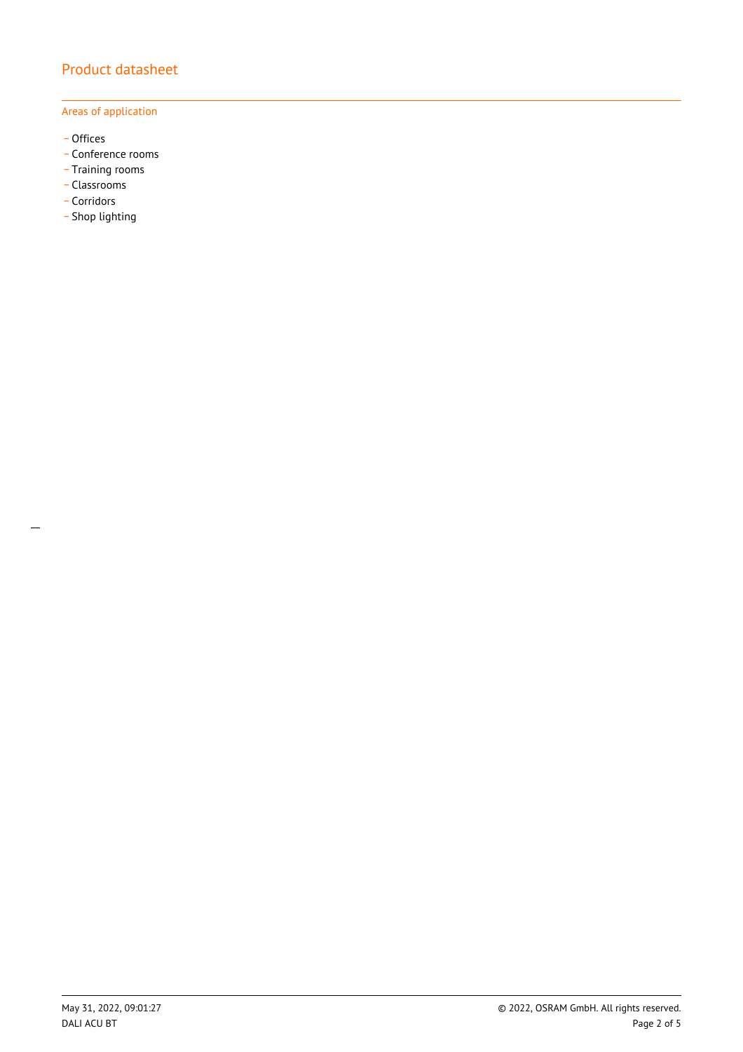## Areas of application

- Offices
- Conference rooms
- Training rooms
- Classrooms
- Corridors
- Shop lighting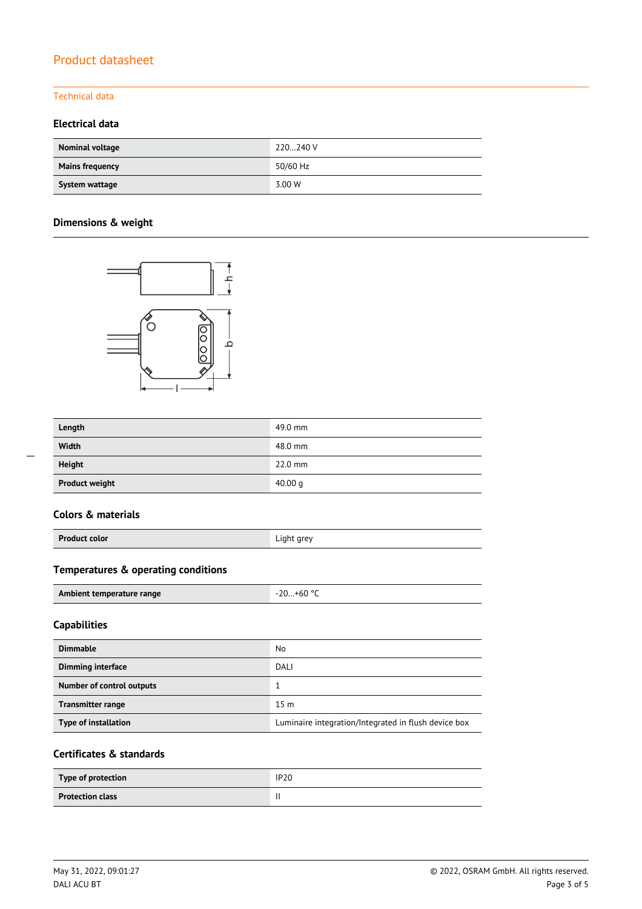## Technical data

### Electrical data

| | |
|---|---|
| **Nominal voltage** | 220…240 V |
| **Mains frequency** | 50/60 Hz |
| **System wattage** | 3.00 W |

### Dimensions & weight

| | |
|---|---|
| **Length** | 49.0 mm |
| **Width** | 48.0 mm |
| **Height** | 22.0 mm |
| **Product weight** | 40.00 g |

### Colors & materials

| | |
|---|---|
| **Product color** | Light grey |

### Temperatures & operating conditions

| | |
|---|---|
| **Ambient temperature range** | -20…+60 °C |

### Capabilities

| | |
|---|---|
| **Dimmable** | No |
| **Dimming interface** | DALI |
| **Number of control outputs** | 1 |
| **Transmitter range** | 15 m |
| **Type of installation** | Luminaire integration/Integrated in flush device box |

### Certificates & standards

| | |
|---|---|
| **Type of protection** | IP20 |
| **Protection class** | II |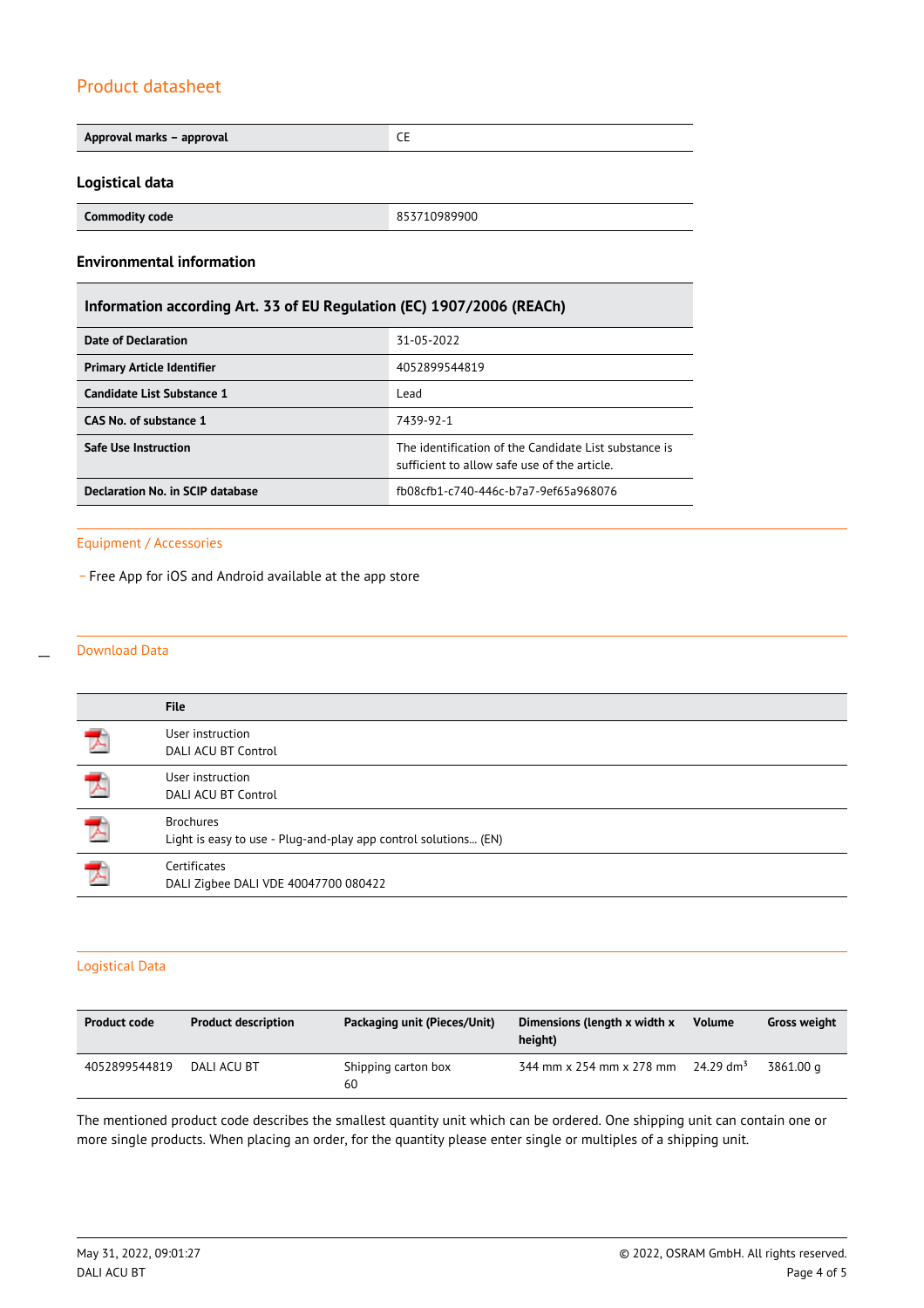# Product datasheet

| Approval marks – approval | CE |
|---|---|

### Logistical data

| Commodity code | 853710989900 |
|---|---|

### Environmental information

| Information according Art. 33 of EU Regulation (EC) 1907/2006 (REACh) | |
|---|---|
| Date of Declaration | 31-05-2022 |
| Primary Article Identifier | 4052899544819 |
| Candidate List Substance 1 | Lead |
| CAS No. of substance 1 | 7439-92-1 |
| Safe Use Instruction | The identification of the Candidate List substance is sufficient to allow safe use of the article. |
| Declaration No. in SCIP database | fb08cfb1-c740-446c-b7a7-9ef65a968076 |

## Equipment / Accessories

– Free App for iOS and Android available at the app store

## Download Data

| | File |
|---|---|
| | User instruction<br>DALI ACU BT Control |
| | User instruction<br>DALI ACU BT Control |
| | Brochures<br>Light is easy to use - Plug-and-play app control solutions... (EN) |
| | Certificates<br>DALI Zigbee DALI VDE 40047700 080422 |

## Logistical Data

| Product code | Product description | Packaging unit (Pieces/Unit) | Dimensions (length x width x height) | Volume | Gross weight |
|---|---|---|---|---|---|
| 4052899544819 | DALI ACU BT | Shipping carton box<br>60 | 344 mm x 254 mm x 278 mm | 24.29 dm³ | 3861.00 g |

The mentioned product code describes the smallest quantity unit which can be ordered. One shipping unit can contain one or more single products. When placing an order, for the quantity please enter single or multiples of a shipping unit.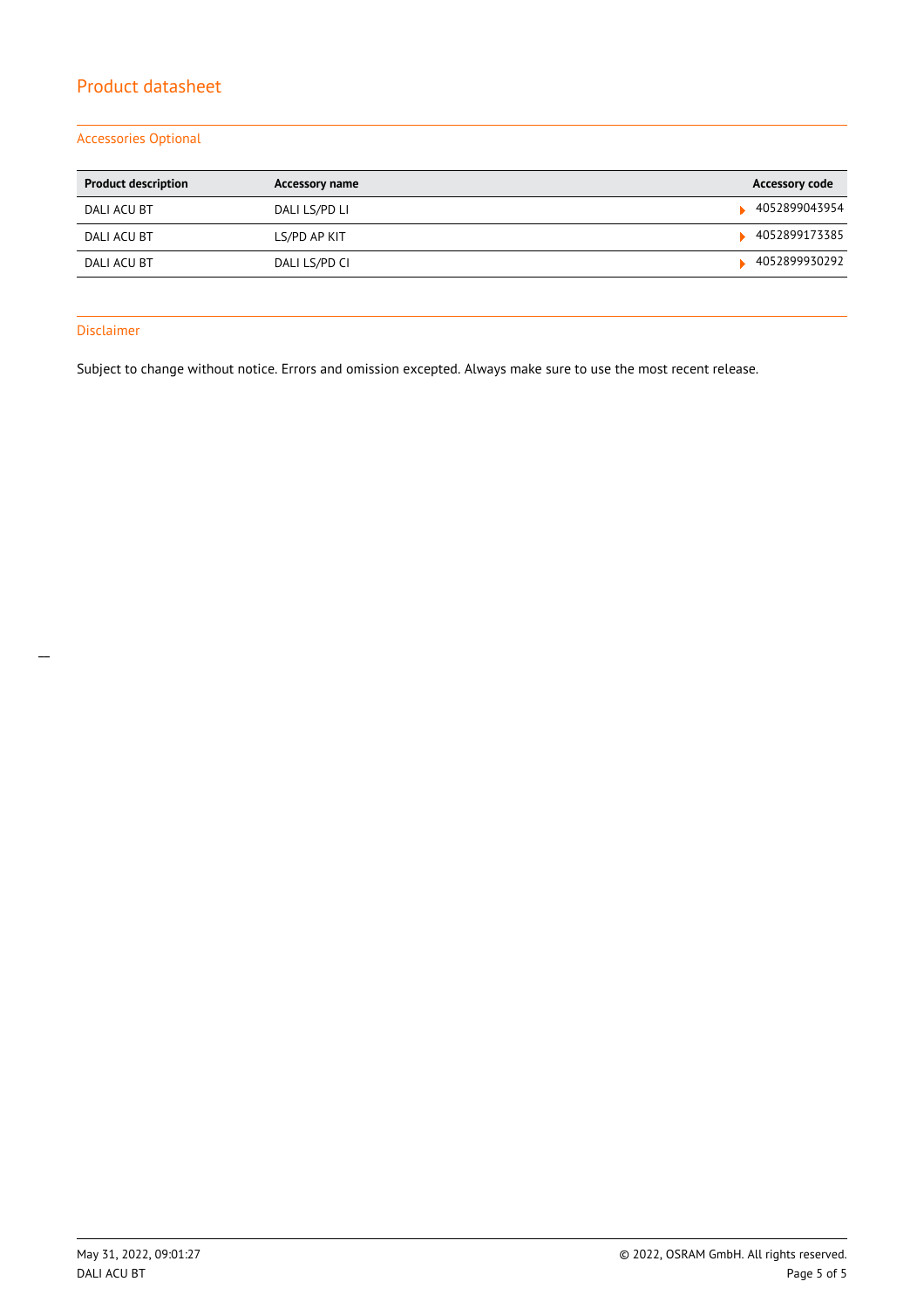## Accessories Optional

| Product description | Accessory name | Accessory code |
|---|---|---|
| DALI ACU BT | DALI LS/PD LI | 4052899043954 |
| DALI ACU BT | LS/PD AP KIT | 4052899173385 |
| DALI ACU BT | DALI LS/PD CI | 4052899930292 |

## Disclaimer

Subject to change without notice. Errors and omission excepted. Always make sure to use the most recent release.